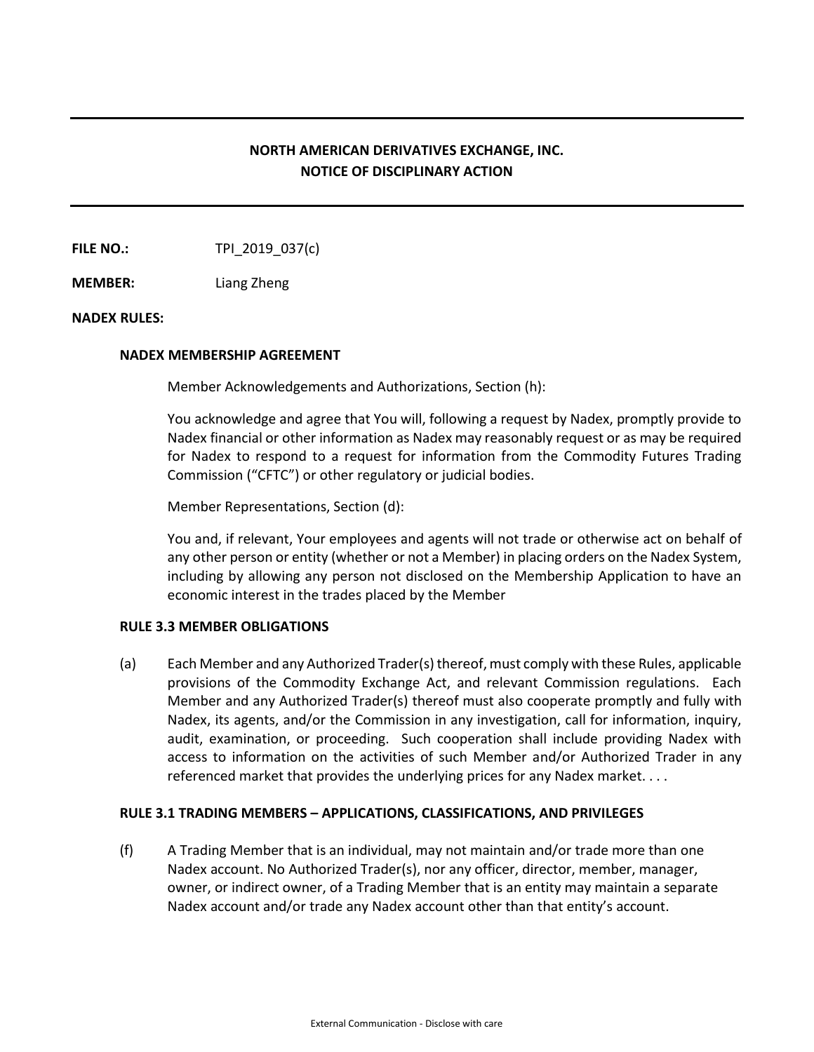# NORTH AMERICAN DERIVATIVES EXCHANGE, INC.
# NOTICE OF DISCIPLINARY ACTION

**FILE NO.:** TPI_2019_037(c)

**MEMBER:** Liang Zheng

**NADEX RULES:**

**NADEX MEMBERSHIP AGREEMENT**

Member Acknowledgements and Authorizations, Section (h):

You acknowledge and agree that You will, following a request by Nadex, promptly provide to Nadex financial or other information as Nadex may reasonably request or as may be required for Nadex to respond to a request for information from the Commodity Futures Trading Commission ("CFTC") or other regulatory or judicial bodies.

Member Representations, Section (d):

You and, if relevant, Your employees and agents will not trade or otherwise act on behalf of any other person or entity (whether or not a Member) in placing orders on the Nadex System, including by allowing any person not disclosed on the Membership Application to have an economic interest in the trades placed by the Member

**RULE 3.3 MEMBER OBLIGATIONS**

(a) Each Member and any Authorized Trader(s) thereof, must comply with these Rules, applicable provisions of the Commodity Exchange Act, and relevant Commission regulations. Each Member and any Authorized Trader(s) thereof must also cooperate promptly and fully with Nadex, its agents, and/or the Commission in any investigation, call for information, inquiry, audit, examination, or proceeding. Such cooperation shall include providing Nadex with access to information on the activities of such Member and/or Authorized Trader in any referenced market that provides the underlying prices for any Nadex market. . . .

**RULE 3.1 TRADING MEMBERS – APPLICATIONS, CLASSIFICATIONS, AND PRIVILEGES**

(f) A Trading Member that is an individual, may not maintain and/or trade more than one Nadex account. No Authorized Trader(s), nor any officer, director, member, manager, owner, or indirect owner, of a Trading Member that is an entity may maintain a separate Nadex account and/or trade any Nadex account other than that entity's account.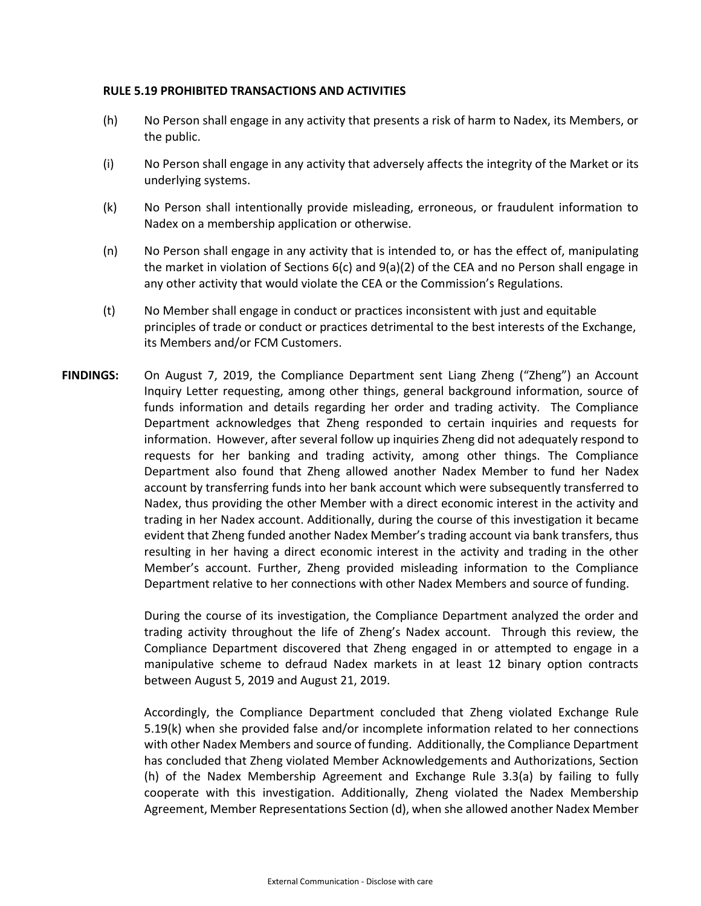**RULE 5.19 PROHIBITED TRANSACTIONS AND ACTIVITIES**

(h) No Person shall engage in any activity that presents a risk of harm to Nadex, its Members, or the public.

(i) No Person shall engage in any activity that adversely affects the integrity of the Market or its underlying systems.

(k) No Person shall intentionally provide misleading, erroneous, or fraudulent information to Nadex on a membership application or otherwise.

(n) No Person shall engage in any activity that is intended to, or has the effect of, manipulating the market in violation of Sections 6(c) and 9(a)(2) of the CEA and no Person shall engage in any other activity that would violate the CEA or the Commission's Regulations.

(t) No Member shall engage in conduct or practices inconsistent with just and equitable principles of trade or conduct or practices detrimental to the best interests of the Exchange, its Members and/or FCM Customers.

**FINDINGS:** On August 7, 2019, the Compliance Department sent Liang Zheng ("Zheng") an Account Inquiry Letter requesting, among other things, general background information, source of funds information and details regarding her order and trading activity. The Compliance Department acknowledges that Zheng responded to certain inquiries and requests for information. However, after several follow up inquiries Zheng did not adequately respond to requests for her banking and trading activity, among other things. The Compliance Department also found that Zheng allowed another Nadex Member to fund her Nadex account by transferring funds into her bank account which were subsequently transferred to Nadex, thus providing the other Member with a direct economic interest in the activity and trading in her Nadex account. Additionally, during the course of this investigation it became evident that Zheng funded another Nadex Member's trading account via bank transfers, thus resulting in her having a direct economic interest in the activity and trading in the other Member's account. Further, Zheng provided misleading information to the Compliance Department relative to her connections with other Nadex Members and source of funding.

During the course of its investigation, the Compliance Department analyzed the order and trading activity throughout the life of Zheng's Nadex account. Through this review, the Compliance Department discovered that Zheng engaged in or attempted to engage in a manipulative scheme to defraud Nadex markets in at least 12 binary option contracts between August 5, 2019 and August 21, 2019.

Accordingly, the Compliance Department concluded that Zheng violated Exchange Rule 5.19(k) when she provided false and/or incomplete information related to her connections with other Nadex Members and source of funding. Additionally, the Compliance Department has concluded that Zheng violated Member Acknowledgements and Authorizations, Section (h) of the Nadex Membership Agreement and Exchange Rule 3.3(a) by failing to fully cooperate with this investigation. Additionally, Zheng violated the Nadex Membership Agreement, Member Representations Section (d), when she allowed another Nadex Member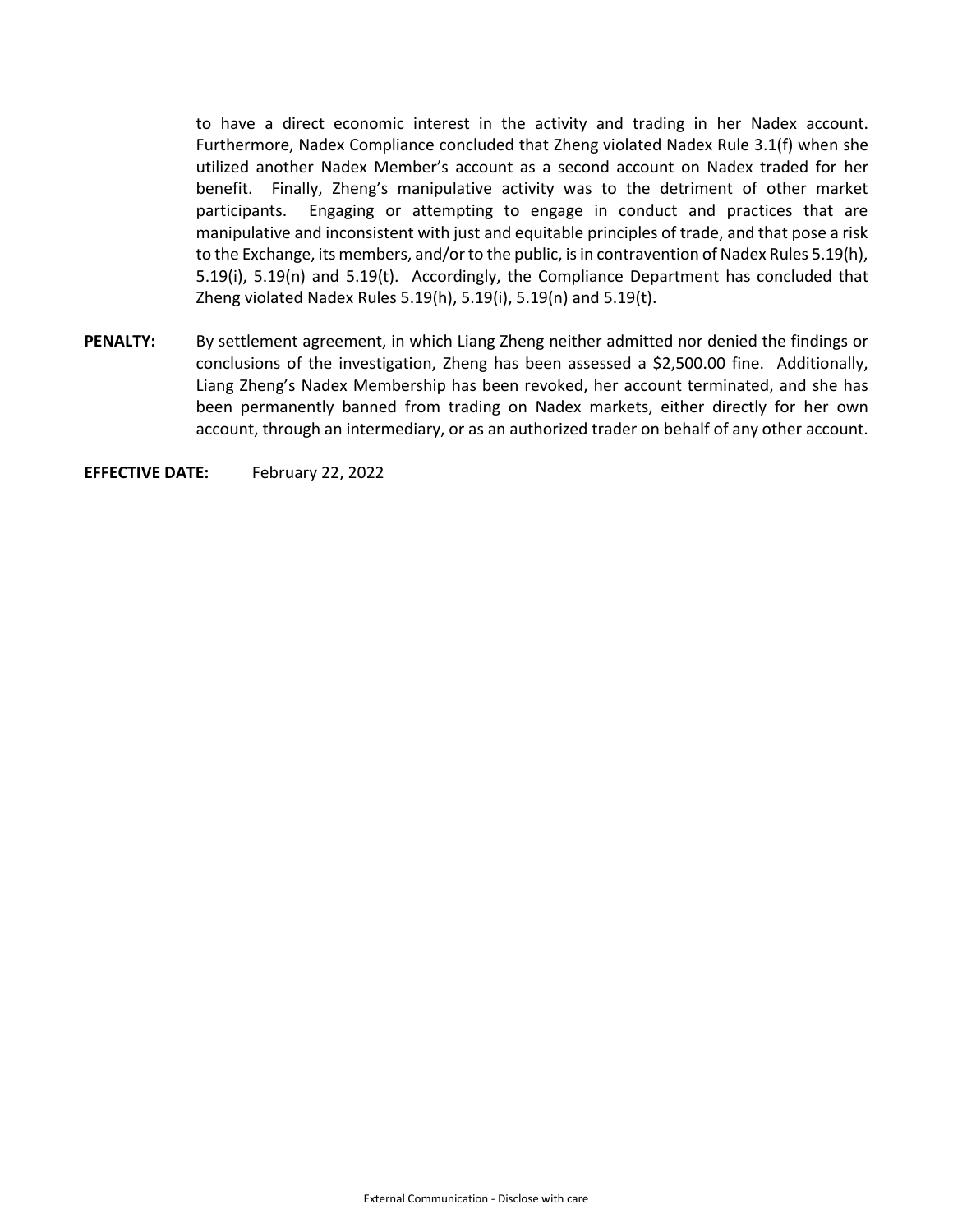to have a direct economic interest in the activity and trading in her Nadex account. Furthermore, Nadex Compliance concluded that Zheng violated Nadex Rule 3.1(f) when she utilized another Nadex Member's account as a second account on Nadex traded for her benefit. Finally, Zheng's manipulative activity was to the detriment of other market participants. Engaging or attempting to engage in conduct and practices that are manipulative and inconsistent with just and equitable principles of trade, and that pose a risk to the Exchange, its members, and/or to the public, is in contravention of Nadex Rules 5.19(h), 5.19(i), 5.19(n) and 5.19(t). Accordingly, the Compliance Department has concluded that Zheng violated Nadex Rules 5.19(h), 5.19(i), 5.19(n) and 5.19(t).

**PENALTY:** By settlement agreement, in which Liang Zheng neither admitted nor denied the findings or conclusions of the investigation, Zheng has been assessed a $2,500.00 fine. Additionally, Liang Zheng's Nadex Membership has been revoked, her account terminated, and she has been permanently banned from trading on Nadex markets, either directly for her own account, through an intermediary, or as an authorized trader on behalf of any other account.

**EFFECTIVE DATE:** February 22, 2022